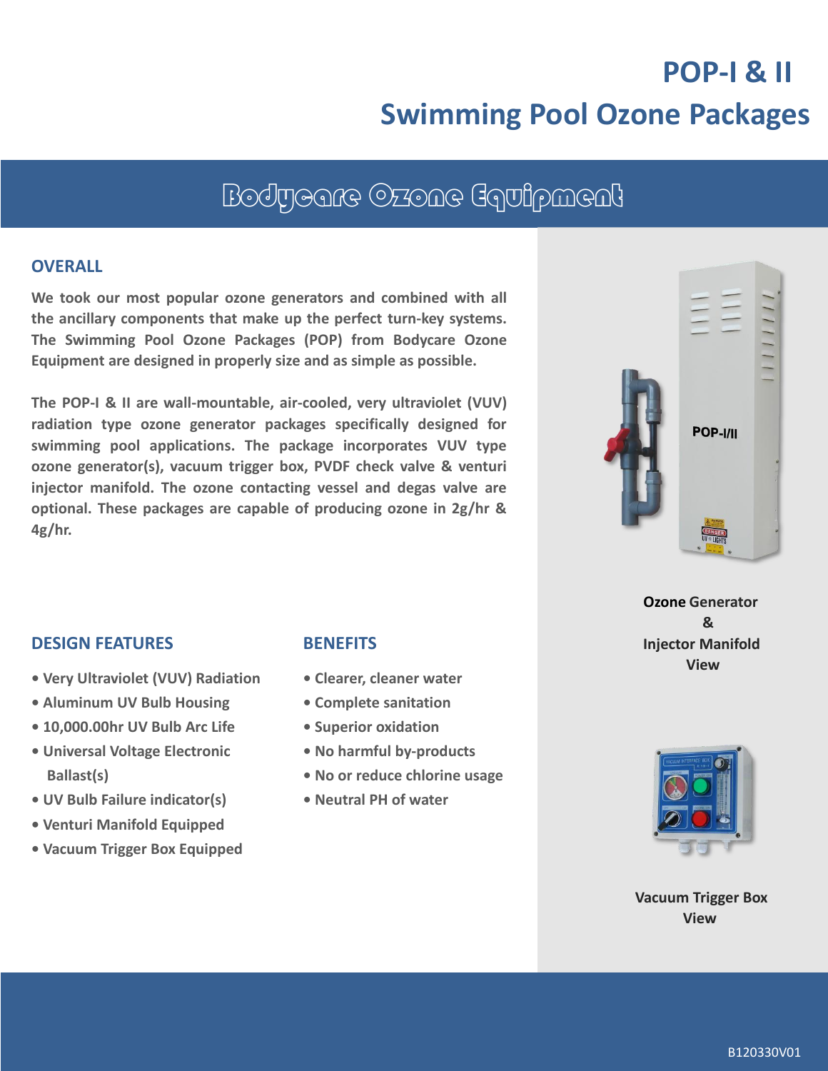# POP-I & II

# Swimming Pool Ozone Packages

## Bodycare Ozone Equipment

### OVERALL

**We took our most popular ozone generators and combined with all the ancillary components that make up the perfect turn-key systems. The Swimming Pool Ozone Packages (POP) from Bodycare Ozone Equipment are designed in properly size and as simple as possible.**

**The POP-I & II are wall-mountable, air-cooled, very ultraviolet (VUV) radiation type ozone generator packages specifically designed for swimming pool applications. The package incorporates VUV type ozone generator(s), vacuum trigger box, PVDF check valve & venturi injector manifold. The ozone contacting vessel and degas valve are optional. These packages are capable of producing ozone in 2g/hr & 4g/hr.**

**Ozone Generator & Injector Manifold View**

### DESIGN FEATURES

- Very Ultraviolet (VUV) Radiation
- Aluminum UV Bulb Housing
- 10,000.00hr UV Bulb Arc Life
- Universal Voltage Electronic Ballast(s)
- UV Bulb Failure indicator(s)
- Venturi Manifold Equipped
- Vacuum Trigger Box Equipped

### BENEFITS

- Clearer, cleaner water
- Complete sanitation
- Superior oxidation
- No harmful by-products
- No or reduce chlorine usage
- Neutral PH of water

**Vacuum Trigger Box View**

B120330V01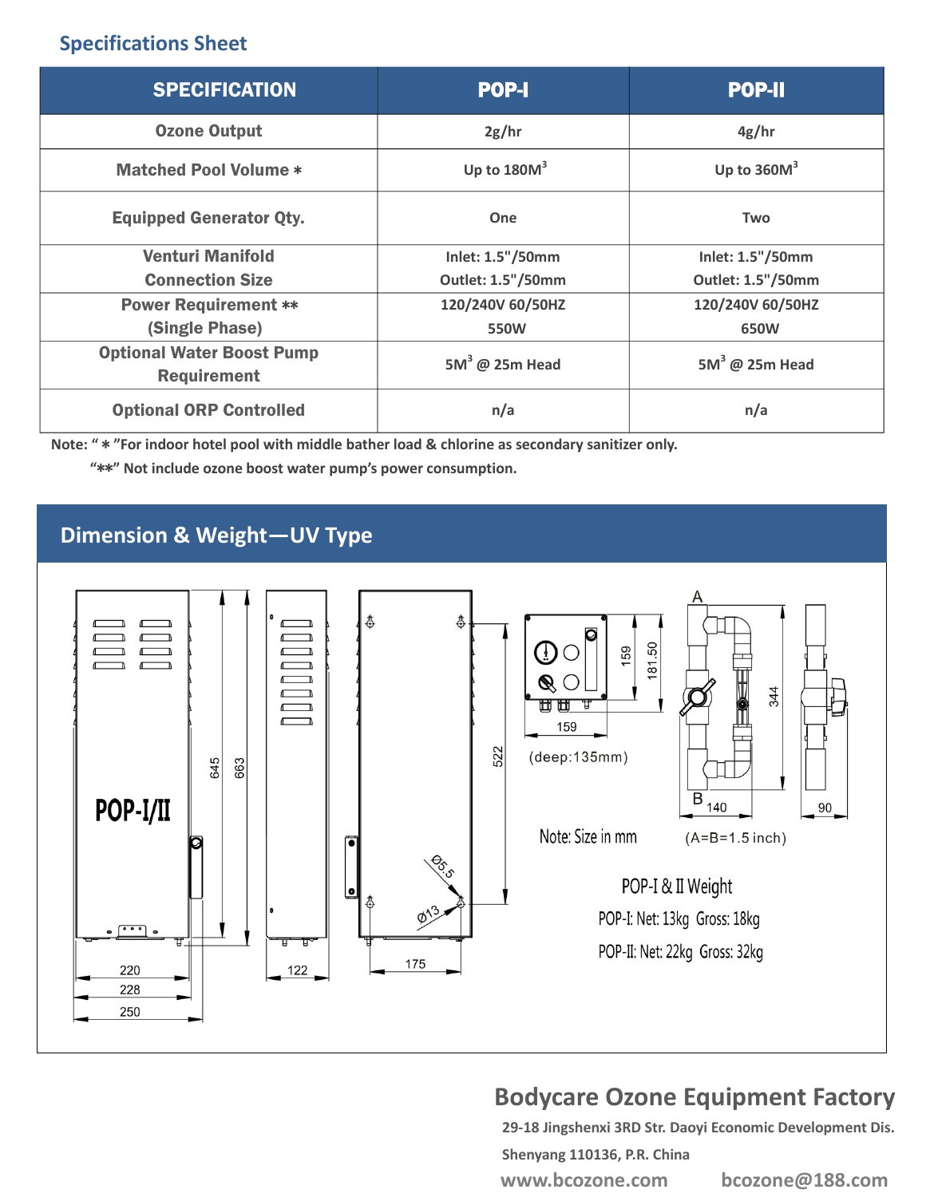## Specifications Sheet

| SPECIFICATION | POP-I | POP-II |
|---|---|---|
| Ozone Output | 2g/hr | 4g/hr |
| Matched Pool Volume * | Up to 180M$^3$ | Up to 360M$^3$ |
| Equipped Generator Qty. | One | Two |
| Venturi Manifold Connection Size | Inlet: 1.5"/50mm Outlet: 1.5"/50mm | Inlet: 1.5"/50mm Outlet: 1.5"/50mm |
| Power Requirement ** (Single Phase) | 120/240V 60/50HZ 550W | 120/240V 60/50HZ 650W |
| Optional Water Boost Pump Requirement | 5M$^3$ @ 25m Head | 5M$^3$ @ 25m Head |
| Optional ORP Controlled | n/a | n/a |

Note: " * "For indoor hotel pool with middle bather load & chlorine as secondary sanitizer only.

"**" Not include ozone boost water pump's power consumption.

## Dimension & Weight—UV Type

POP-I/II

645

663

220

228

250

122

522

Ø5.5

Ø13

175

159

181.50

159

(deep:135mm)

A

344

B

140

90

Note: Size in mm

(A=B=1.5 inch)

POP-I & II Weight

POP-I: Net: 13kg Gross: 18kg

POP-II: Net: 22kg Gross: 32kg

**Bodycare Ozone Equipment Factory**

29-18 Jingshenxi 3RD Str. Daoyi Economic Development Dis.

Shenyang 110136, P.R. China

www.bcozone.com bcozone@188.com